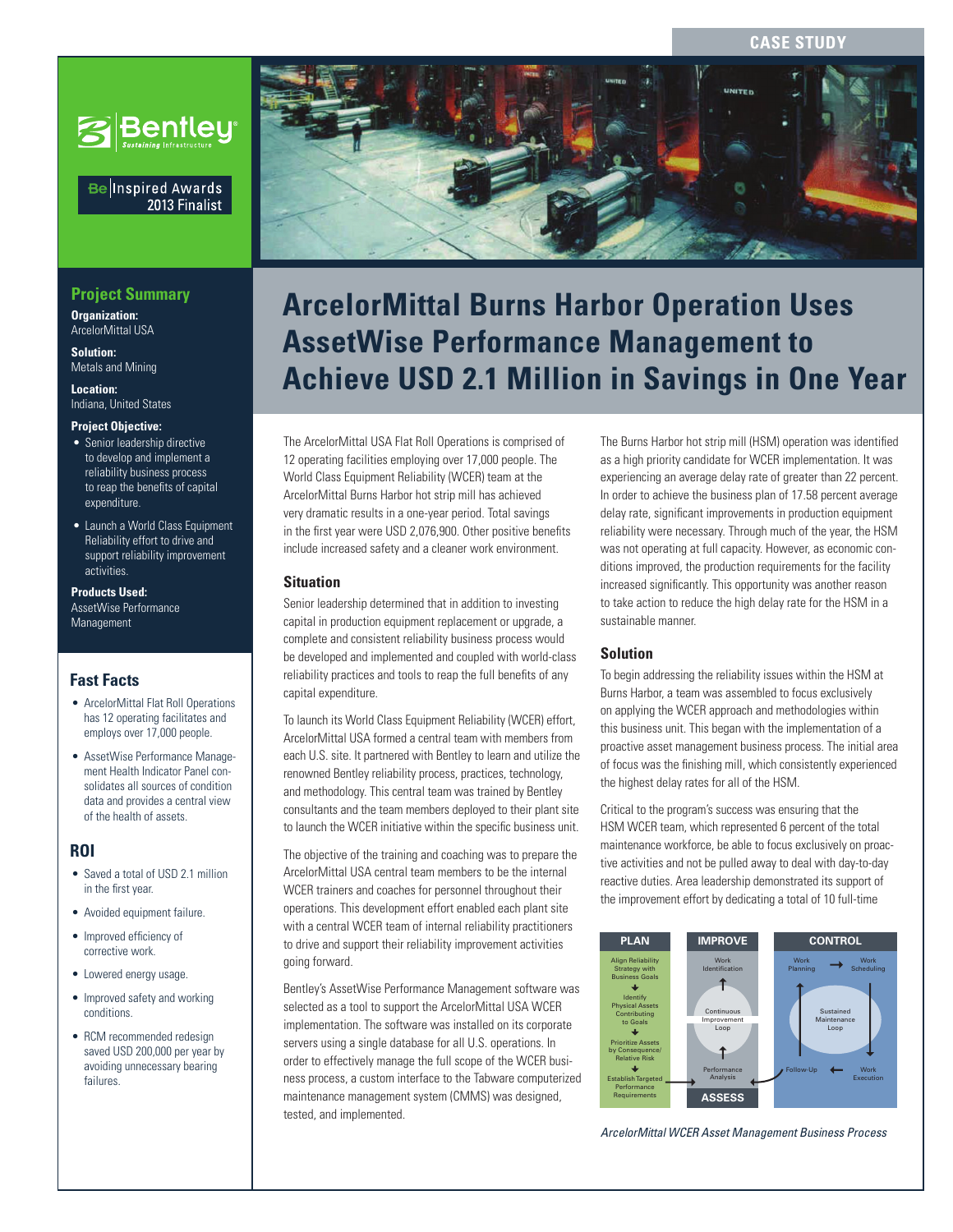CASE STUDY

Bentley Sustaining Infrastructure

Be Inspired Awards 2013 Finalist

# ArcelorMittal Burns Harbor Operation Uses AssetWise Performance Management to Achieve USD 2.1 Million in Savings in One Year

## Project Summary

**Organization:**
ArcelorMittal USA

**Solution:**
Metals and Mining

**Location:**
Indiana, United States

**Project Objective:**

- Senior leadership directive to develop and implement a reliability business process to reap the benefits of capital expenditure.
- Launch a World Class Equipment Reliability effort to drive and support reliability improvement activities.

**Products Used:**
AssetWise Performance Management

## Fast Facts

- ArcelorMittal Flat Roll Operations has 12 operating facilitates and employs over 17,000 people.
- AssetWise Performance Management Health Indicator Panel consolidates all sources of condition data and provides a central view of the health of assets.

## ROI

- Saved a total of USD 2.1 million in the first year.
- Avoided equipment failure.
- Improved efficiency of corrective work.
- Lowered energy usage.
- Improved safety and working conditions.
- RCM recommended redesign saved USD 200,000 per year by avoiding unnecessary bearing failures.

The ArcelorMittal USA Flat Roll Operations is comprised of 12 operating facilities employing over 17,000 people. The World Class Equipment Reliability (WCER) team at the ArcelorMittal Burns Harbor hot strip mill has achieved very dramatic results in a one-year period. Total savings in the first year were USD 2,076,900. Other positive benefits include increased safety and a cleaner work environment.

### Situation

Senior leadership determined that in addition to investing capital in production equipment replacement or upgrade, a complete and consistent reliability business process would be developed and implemented and coupled with world-class reliability practices and tools to reap the full benefits of any capital expenditure.

To launch its World Class Equipment Reliability (WCER) effort, ArcelorMittal USA formed a central team with members from each U.S. site. It partnered with Bentley to learn and utilize the renowned Bentley reliability process, practices, technology, and methodology. This central team was trained by Bentley consultants and the team members deployed to their plant site to launch the WCER initiative within the specific business unit.

The objective of the training and coaching was to prepare the ArcelorMittal USA central team members to be the internal WCER trainers and coaches for personnel throughout their operations. This development effort enabled each plant site with a central WCER team of internal reliability practitioners to drive and support their reliability improvement activities going forward.

Bentley's AssetWise Performance Management software was selected as a tool to support the ArcelorMittal USA WCER implementation. The software was installed on its corporate servers using a single database for all U.S. operations. In order to effectively manage the full scope of the WCER business process, a custom interface to the Tabware computerized maintenance management system (CMMS) was designed, tested, and implemented.

The Burns Harbor hot strip mill (HSM) operation was identified as a high priority candidate for WCER implementation. It was experiencing an average delay rate of greater than 22 percent. In order to achieve the business plan of 17.58 percent average delay rate, significant improvements in production equipment reliability were necessary. Through much of the year, the HSM was not operating at full capacity. However, as economic conditions improved, the production requirements for the facility increased significantly. This opportunity was another reason to take action to reduce the high delay rate for the HSM in a sustainable manner.

### Solution

To begin addressing the reliability issues within the HSM at Burns Harbor, a team was assembled to focus exclusively on applying the WCER approach and methodologies within this business unit. This began with the implementation of a proactive asset management business process. The initial area of focus was the finishing mill, which consistently experienced the highest delay rates for all of the HSM.

Critical to the program's success was ensuring that the HSM WCER team, which represented 6 percent of the total maintenance workforce, be able to focus exclusively on proactive activities and not be pulled away to deal with day-to-day reactive duties. Area leadership demonstrated its support of the improvement effort by dedicating a total of 10 full-time

PLAN: Align Reliability Strategy with Business Goals → Identify Physical Assets Contributing to Goals → Prioritize Assets by Consequence/ Relative Risk → Establish Targeted Performance Requirements

IMPROVE: Work Identification — Continuous Improvement Loop — Performance Analysis (ASSESS)

CONTROL: Work Planning → Work Scheduling — Sustained Maintenance Loop — Work Execution → Follow-Up

*ArcelorMittal WCER Asset Management Business Process*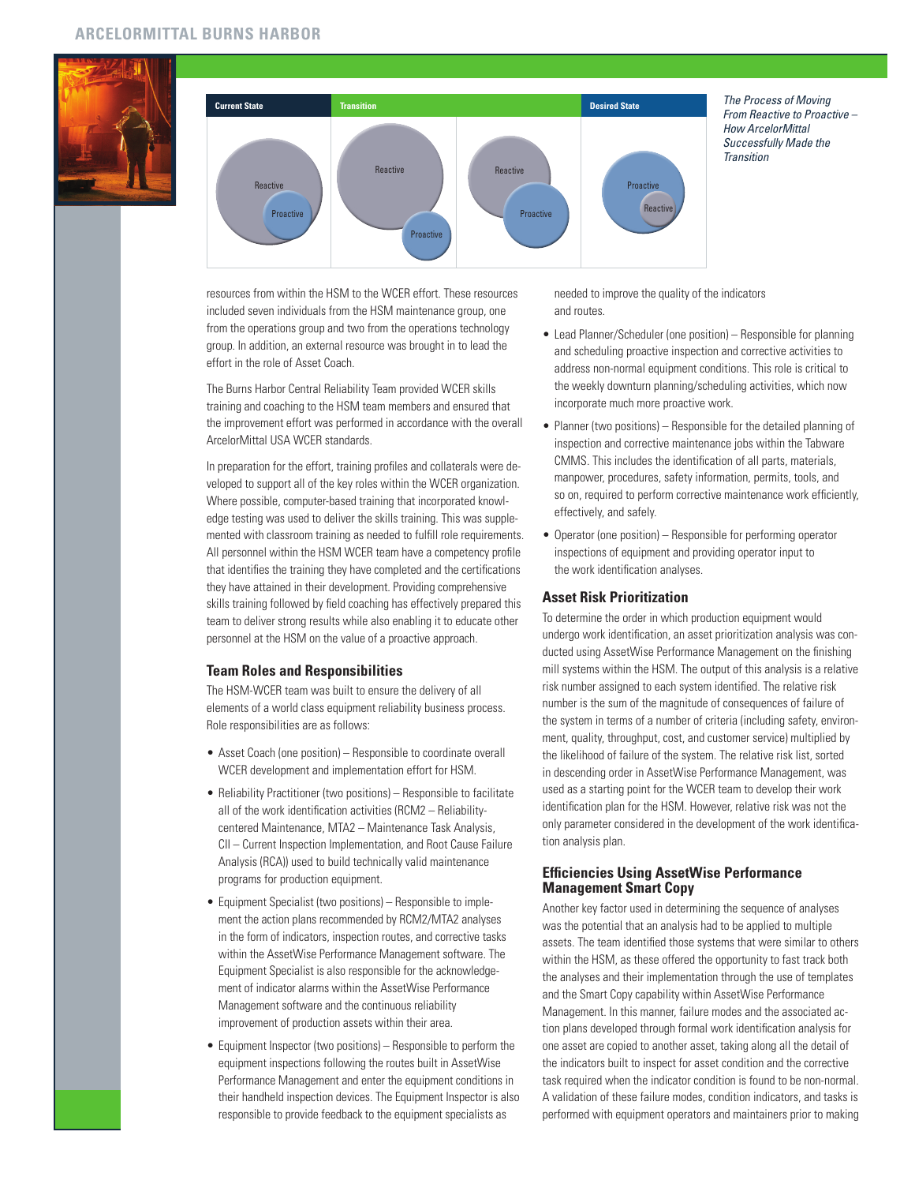| Current State | Transition | | Desired State |
| --- | --- | --- | --- |
| Reactive / Proactive | Reactive / Proactive | Reactive / Proactive | Proactive / Reactive |

*The Process of Moving From Reactive to Proactive – How ArcelorMittal Successfully Made the Transition*

resources from within the HSM to the WCER effort. These resources included seven individuals from the HSM maintenance group, one from the operations group and two from the operations technology group. In addition, an external resource was brought in to lead the effort in the role of Asset Coach.

The Burns Harbor Central Reliability Team provided WCER skills training and coaching to the HSM team members and ensured that the improvement effort was performed in accordance with the overall ArcelorMittal USA WCER standards.

In preparation for the effort, training profiles and collaterals were developed to support all of the key roles within the WCER organization. Where possible, computer-based training that incorporated knowledge testing was used to deliver the skills training. This was supplemented with classroom training as needed to fulfill role requirements. All personnel within the HSM WCER team have a competency profile that identifies the training they have completed and the certifications they have attained in their development. Providing comprehensive skills training followed by field coaching has effectively prepared this team to deliver strong results while also enabling it to educate other personnel at the HSM on the value of a proactive approach.

### Team Roles and Responsibilities

The HSM-WCER team was built to ensure the delivery of all elements of a world class equipment reliability business process. Role responsibilities are as follows:

- Asset Coach (one position) – Responsible to coordinate overall WCER development and implementation effort for HSM.
- Reliability Practitioner (two positions) – Responsible to facilitate all of the work identification activities (RCM2 – Reliability-centered Maintenance, MTA2 – Maintenance Task Analysis, CII – Current Inspection Implementation, and Root Cause Failure Analysis (RCA)) used to build technically valid maintenance programs for production equipment.
- Equipment Specialist (two positions) – Responsible to implement the action plans recommended by RCM2/MTA2 analyses in the form of indicators, inspection routes, and corrective tasks within the AssetWise Performance Management software. The Equipment Specialist is also responsible for the acknowledgement of indicator alarms within the AssetWise Performance Management software and the continuous reliability improvement of production assets within their area.
- Equipment Inspector (two positions) – Responsible to perform the equipment inspections following the routes built in AssetWise Performance Management and enter the equipment conditions in their handheld inspection devices. The Equipment Inspector is also responsible to provide feedback to the equipment specialists as needed to improve the quality of the indicators and routes.
- Lead Planner/Scheduler (one position) – Responsible for planning and scheduling proactive inspection and corrective activities to address non-normal equipment conditions. This role is critical to the weekly downturn planning/scheduling activities, which now incorporate much more proactive work.
- Planner (two positions) – Responsible for the detailed planning of inspection and corrective maintenance jobs within the Tabware CMMS. This includes the identification of all parts, materials, manpower, procedures, safety information, permits, tools, and so on, required to perform corrective maintenance work efficiently, effectively, and safely.
- Operator (one position) – Responsible for performing operator inspections of equipment and providing operator input to the work identification analyses.

### Asset Risk Prioritization

To determine the order in which production equipment would undergo work identification, an asset prioritization analysis was conducted using AssetWise Performance Management on the finishing mill systems within the HSM. The output of this analysis is a relative risk number assigned to each system identified. The relative risk number is the sum of the magnitude of consequences of failure of the system in terms of a number of criteria (including safety, environment, quality, throughput, cost, and customer service) multiplied by the likelihood of failure of the system. The relative risk list, sorted in descending order in AssetWise Performance Management, was used as a starting point for the WCER team to develop their work identification plan for the HSM. However, relative risk was not the only parameter considered in the development of the work identification analysis plan.

### Efficiencies Using AssetWise Performance Management Smart Copy

Another key factor used in determining the sequence of analyses was the potential that an analysis had to be applied to multiple assets. The team identified those systems that were similar to others within the HSM, as these offered the opportunity to fast track both the analyses and their implementation through the use of templates and the Smart Copy capability within AssetWise Performance Management. In this manner, failure modes and the associated action plans developed through formal work identification analysis for one asset are copied to another asset, taking along all the detail of the indicators built to inspect for asset condition and the corrective task required when the indicator condition is found to be non-normal. A validation of these failure modes, condition indicators, and tasks is performed with equipment operators and maintainers prior to making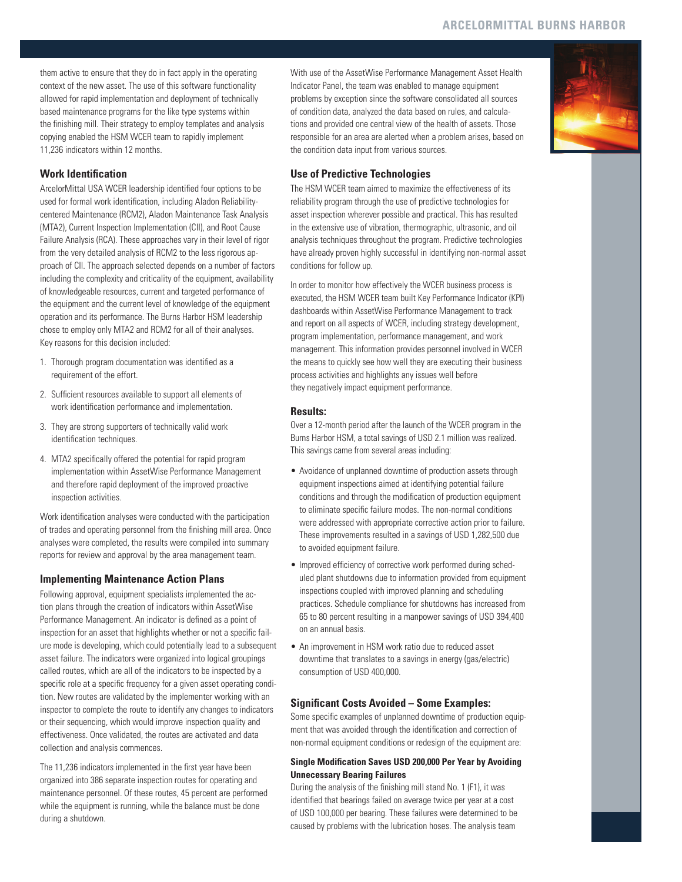them active to ensure that they do in fact apply in the operating context of the new asset. The use of this software functionality allowed for rapid implementation and deployment of technically based maintenance programs for the like type systems within the finishing mill. Their strategy to employ templates and analysis copying enabled the HSM WCER team to rapidly implement 11,236 indicators within 12 months.

### Work Identification

ArcelorMittal USA WCER leadership identified four options to be used for formal work identification, including Aladon Reliability-centered Maintenance (RCM2), Aladon Maintenance Task Analysis (MTA2), Current Inspection Implementation (CII), and Root Cause Failure Analysis (RCA). These approaches vary in their level of rigor from the very detailed analysis of RCM2 to the less rigorous approach of CII. The approach selected depends on a number of factors including the complexity and criticality of the equipment, availability of knowledgeable resources, current and targeted performance of the equipment and the current level of knowledge of the equipment operation and its performance. The Burns Harbor HSM leadership chose to employ only MTA2 and RCM2 for all of their analyses. Key reasons for this decision included:

1. Thorough program documentation was identified as a requirement of the effort.
2. Sufficient resources available to support all elements of work identification performance and implementation.
3. They are strong supporters of technically valid work identification techniques.
4. MTA2 specifically offered the potential for rapid program implementation within AssetWise Performance Management and therefore rapid deployment of the improved proactive inspection activities.

Work identification analyses were conducted with the participation of trades and operating personnel from the finishing mill area. Once analyses were completed, the results were compiled into summary reports for review and approval by the area management team.

### Implementing Maintenance Action Plans

Following approval, equipment specialists implemented the action plans through the creation of indicators within AssetWise Performance Management. An indicator is defined as a point of inspection for an asset that highlights whether or not a specific failure mode is developing, which could potentially lead to a subsequent asset failure. The indicators were organized into logical groupings called routes, which are all of the indicators to be inspected by a specific role at a specific frequency for a given asset operating condition. New routes are validated by the implementer working with an inspector to complete the route to identify any changes to indicators or their sequencing, which would improve inspection quality and effectiveness. Once validated, the routes are activated and data collection and analysis commences.

The 11,236 indicators implemented in the first year have been organized into 386 separate inspection routes for operating and maintenance personnel. Of these routes, 45 percent are performed while the equipment is running, while the balance must be done during a shutdown.

With use of the AssetWise Performance Management Asset Health Indicator Panel, the team was enabled to manage equipment problems by exception since the software consolidated all sources of condition data, analyzed the data based on rules, and calculations and provided one central view of the health of assets. Those responsible for an area are alerted when a problem arises, based on the condition data input from various sources.

### Use of Predictive Technologies

The HSM WCER team aimed to maximize the effectiveness of its reliability program through the use of predictive technologies for asset inspection wherever possible and practical. This has resulted in the extensive use of vibration, thermographic, ultrasonic, and oil analysis techniques throughout the program. Predictive technologies have already proven highly successful in identifying non-normal asset conditions for follow up.

In order to monitor how effectively the WCER business process is executed, the HSM WCER team built Key Performance Indicator (KPI) dashboards within AssetWise Performance Management to track and report on all aspects of WCER, including strategy development, program implementation, performance management, and work management. This information provides personnel involved in WCER the means to quickly see how well they are executing their business process activities and highlights any issues well before they negatively impact equipment performance.

### Results:

Over a 12-month period after the launch of the WCER program in the Burns Harbor HSM, a total savings of USD 2.1 million was realized. This savings came from several areas including:

- Avoidance of unplanned downtime of production assets through equipment inspections aimed at identifying potential failure conditions and through the modification of production equipment to eliminate specific failure modes. The non-normal conditions were addressed with appropriate corrective action prior to failure. These improvements resulted in a savings of USD 1,282,500 due to avoided equipment failure.
- Improved efficiency of corrective work performed during scheduled plant shutdowns due to information provided from equipment inspections coupled with improved planning and scheduling practices. Schedule compliance for shutdowns has increased from 65 to 80 percent resulting in a manpower savings of USD 394,400 on an annual basis.
- An improvement in HSM work ratio due to reduced asset downtime that translates to a savings in energy (gas/electric) consumption of USD 400,000.

### Significant Costs Avoided – Some Examples:

Some specific examples of unplanned downtime of production equipment that was avoided through the identification and correction of non-normal equipment conditions or redesign of the equipment are:

#### Single Modification Saves USD 200,000 Per Year by Avoiding Unnecessary Bearing Failures

During the analysis of the finishing mill stand No. 1 (F1), it was identified that bearings failed on average twice per year at a cost of USD 100,000 per bearing. These failures were determined to be caused by problems with the lubrication hoses. The analysis team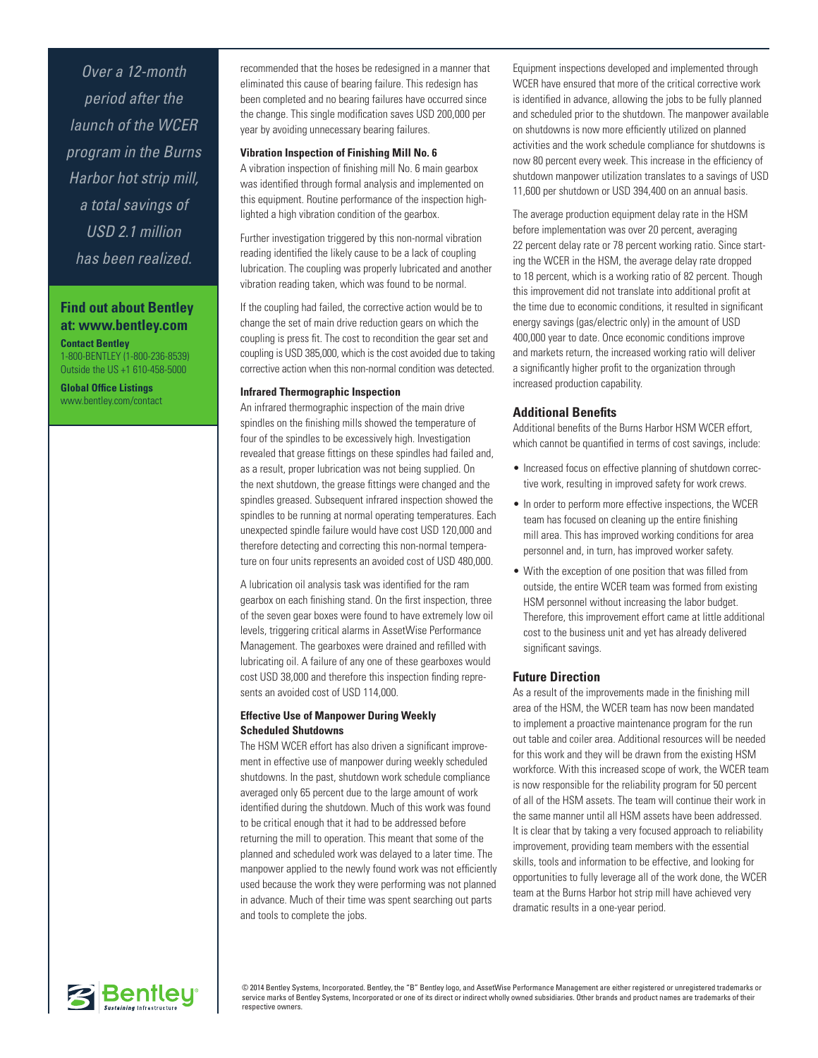*Over a 12-month period after the launch of the WCER program in the Burns Harbor hot strip mill, a total savings of USD 2.1 million has been realized.*

**Find out about Bentley at: www.bentley.com**

**Contact Bentley**
1-800-BENTLEY (1-800-236-8539)
Outside the US +1 610-458-5000

**Global Office Listings**
www.bentley.com/contact

recommended that the hoses be redesigned in a manner that eliminated this cause of bearing failure. This redesign has been completed and no bearing failures have occurred since the change. This single modification saves USD 200,000 per year by avoiding unnecessary bearing failures.

#### Vibration Inspection of Finishing Mill No. 6

A vibration inspection of finishing mill No. 6 main gearbox was identified through formal analysis and implemented on this equipment. Routine performance of the inspection highlighted a high vibration condition of the gearbox.

Further investigation triggered by this non-normal vibration reading identified the likely cause to be a lack of coupling lubrication. The coupling was properly lubricated and another vibration reading taken, which was found to be normal.

If the coupling had failed, the corrective action would be to change the set of main drive reduction gears on which the coupling is press fit. The cost to recondition the gear set and coupling is USD 385,000, which is the cost avoided due to taking corrective action when this non-normal condition was detected.

#### Infrared Thermographic Inspection

An infrared thermographic inspection of the main drive spindles on the finishing mills showed the temperature of four of the spindles to be excessively high. Investigation revealed that grease fittings on these spindles had failed and, as a result, proper lubrication was not being supplied. On the next shutdown, the grease fittings were changed and the spindles greased. Subsequent infrared inspection showed the spindles to be running at normal operating temperatures. Each unexpected spindle failure would have cost USD 120,000 and therefore detecting and correcting this non-normal temperature on four units represents an avoided cost of USD 480,000.

A lubrication oil analysis task was identified for the ram gearbox on each finishing stand. On the first inspection, three of the seven gear boxes were found to have extremely low oil levels, triggering critical alarms in AssetWise Performance Management. The gearboxes were drained and refilled with lubricating oil. A failure of any one of these gearboxes would cost USD 38,000 and therefore this inspection finding represents an avoided cost of USD 114,000.

#### Effective Use of Manpower During Weekly Scheduled Shutdowns

The HSM WCER effort has also driven a significant improvement in effective use of manpower during weekly scheduled shutdowns. In the past, shutdown work schedule compliance averaged only 65 percent due to the large amount of work identified during the shutdown. Much of this work was found to be critical enough that it had to be addressed before returning the mill to operation. This meant that some of the planned and scheduled work was delayed to a later time. The manpower applied to the newly found work was not efficiently used because the work they were performing was not planned in advance. Much of their time was spent searching out parts and tools to complete the jobs.

Equipment inspections developed and implemented through WCER have ensured that more of the critical corrective work is identified in advance, allowing the jobs to be fully planned and scheduled prior to the shutdown. The manpower available on shutdowns is now more efficiently utilized on planned activities and the work schedule compliance for shutdowns is now 80 percent every week. This increase in the efficiency of shutdown manpower utilization translates to a savings of USD 11,600 per shutdown or USD 394,400 on an annual basis.

The average production equipment delay rate in the HSM before implementation was over 20 percent, averaging 22 percent delay rate or 78 percent working ratio. Since starting the WCER in the HSM, the average delay rate dropped to 18 percent, which is a working ratio of 82 percent. Though this improvement did not translate into additional profit at the time due to economic conditions, it resulted in significant energy savings (gas/electric only) in the amount of USD 400,000 year to date. Once economic conditions improve and markets return, the increased working ratio will deliver a significantly higher profit to the organization through increased production capability.

### Additional Benefits

Additional benefits of the Burns Harbor HSM WCER effort, which cannot be quantified in terms of cost savings, include:

- Increased focus on effective planning of shutdown corrective work, resulting in improved safety for work crews.
- In order to perform more effective inspections, the WCER team has focused on cleaning up the entire finishing mill area. This has improved working conditions for area personnel and, in turn, has improved worker safety.
- With the exception of one position that was filled from outside, the entire WCER team was formed from existing HSM personnel without increasing the labor budget. Therefore, this improvement effort came at little additional cost to the business unit and yet has already delivered significant savings.

### Future Direction

As a result of the improvements made in the finishing mill area of the HSM, the WCER team has now been mandated to implement a proactive maintenance program for the run out table and coiler area. Additional resources will be needed for this work and they will be drawn from the existing HSM workforce. With this increased scope of work, the WCER team is now responsible for the reliability program for 50 percent of all of the HSM assets. The team will continue their work in the same manner until all HSM assets have been addressed. It is clear that by taking a very focused approach to reliability improvement, providing team members with the essential skills, tools and information to be effective, and looking for opportunities to fully leverage all of the work done, the WCER team at the Burns Harbor hot strip mill have achieved very dramatic results in a one-year period.

© 2014 Bentley Systems, Incorporated. Bentley, the "B" Bentley logo, and AssetWise Performance Management are either registered or unregistered trademarks or service marks of Bentley Systems, Incorporated or one of its direct or indirect wholly owned subsidiaries. Other brands and product names are trademarks of their respective owners.